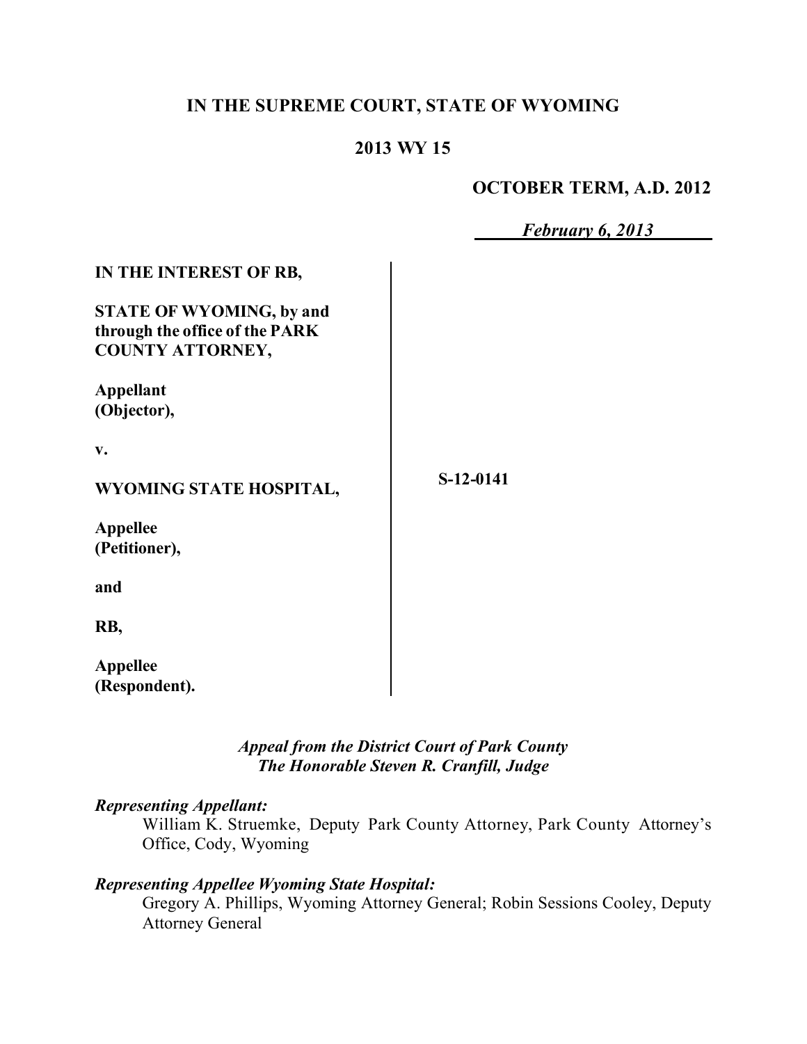# IN THE SUPREME COURT, STATE OF WYOMING

## 2013 WY 15

**OCTOBER TERM, A.D. 2012**

*February 6, 2013*

| | |
|---|---|
| **IN THE INTEREST OF RB,**<br><br>**STATE OF WYOMING, by and through the office of the PARK COUNTY ATTORNEY,**<br><br>**Appellant (Objector),**<br><br>**v.**<br><br>**WYOMING STATE HOSPITAL,**<br><br>**Appellee (Petitioner),**<br><br>**and**<br><br>**RB,**<br><br>**Appellee (Respondent).** | **S-12-0141** |

*Appeal from the District Court of Park County*
*The Honorable Steven R. Cranfill, Judge*

***Representing Appellant:***

William K. Struemke, Deputy Park County Attorney, Park County Attorney's Office, Cody, Wyoming

***Representing Appellee Wyoming State Hospital:***

Gregory A. Phillips, Wyoming Attorney General; Robin Sessions Cooley, Deputy Attorney General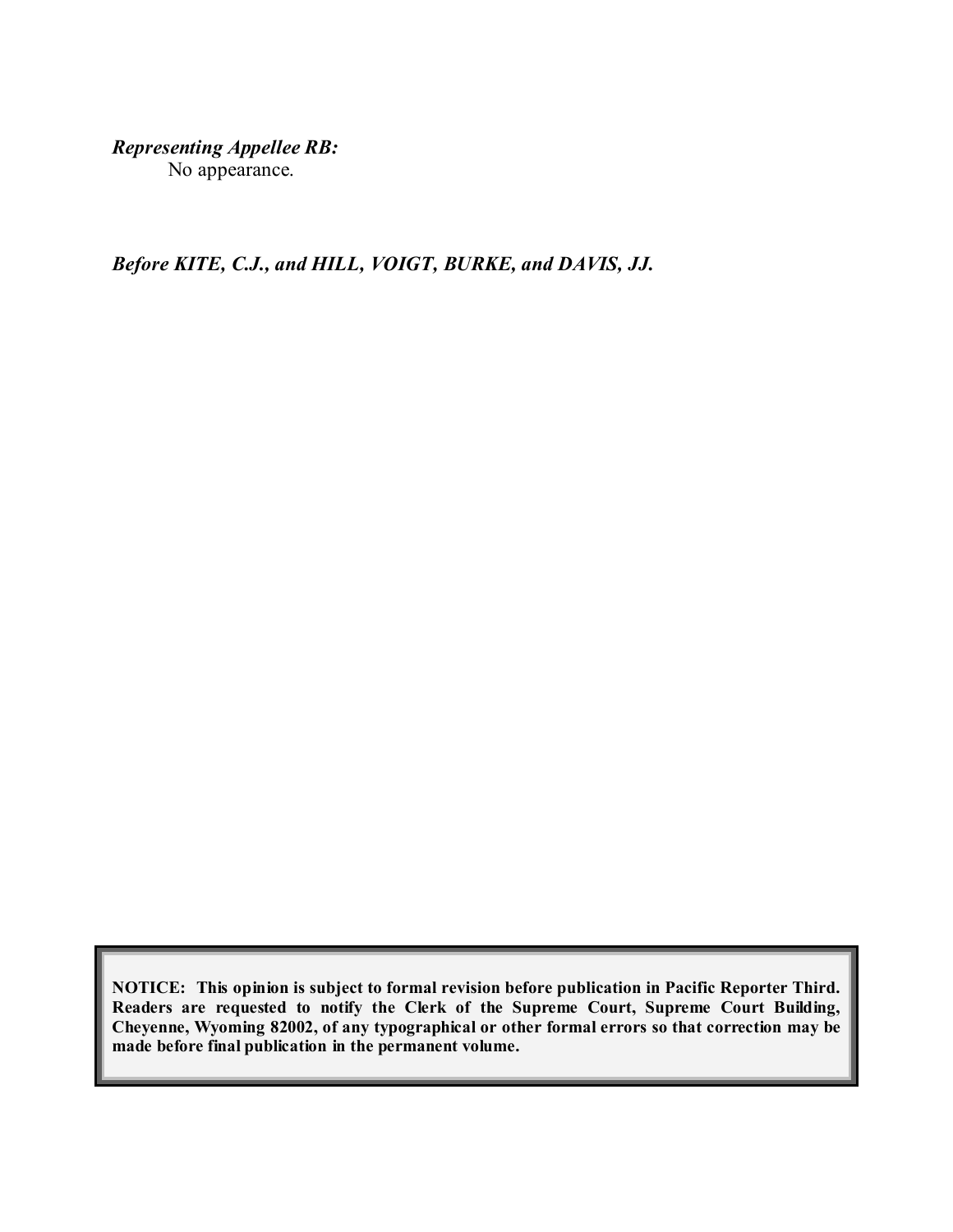***Representing Appellee RB:***
No appearance.

***Before KITE, C.J., and HILL, VOIGT, BURKE, and DAVIS, JJ.***

**NOTICE: This opinion is subject to formal revision before publication in Pacific Reporter Third. Readers are requested to notify the Clerk of the Supreme Court, Supreme Court Building, Cheyenne, Wyoming 82002, of any typographical or other formal errors so that correction may be made before final publication in the permanent volume.**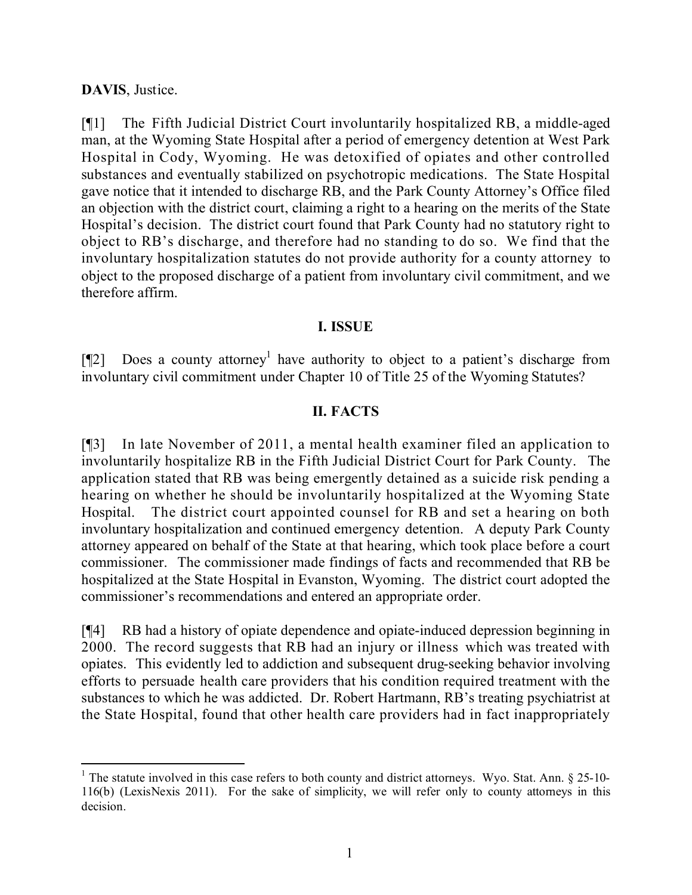**DAVIS**, Justice.

[¶1] The Fifth Judicial District Court involuntarily hospitalized RB, a middle-aged man, at the Wyoming State Hospital after a period of emergency detention at West Park Hospital in Cody, Wyoming. He was detoxified of opiates and other controlled substances and eventually stabilized on psychotropic medications. The State Hospital gave notice that it intended to discharge RB, and the Park County Attorney's Office filed an objection with the district court, claiming a right to a hearing on the merits of the State Hospital's decision. The district court found that Park County had no statutory right to object to RB's discharge, and therefore had no standing to do so. We find that the involuntary hospitalization statutes do not provide authority for a county attorney to object to the proposed discharge of a patient from involuntary civil commitment, and we therefore affirm.

## I. ISSUE

[¶2] Does a county attorney[1] have authority to object to a patient's discharge from involuntary civil commitment under Chapter 10 of Title 25 of the Wyoming Statutes?

## II. FACTS

[¶3] In late November of 2011, a mental health examiner filed an application to involuntarily hospitalize RB in the Fifth Judicial District Court for Park County. The application stated that RB was being emergently detained as a suicide risk pending a hearing on whether he should be involuntarily hospitalized at the Wyoming State Hospital. The district court appointed counsel for RB and set a hearing on both involuntary hospitalization and continued emergency detention. A deputy Park County attorney appeared on behalf of the State at that hearing, which took place before a court commissioner. The commissioner made findings of facts and recommended that RB be hospitalized at the State Hospital in Evanston, Wyoming. The district court adopted the commissioner's recommendations and entered an appropriate order.

[¶4] RB had a history of opiate dependence and opiate-induced depression beginning in 2000. The record suggests that RB had an injury or illness which was treated with opiates. This evidently led to addiction and subsequent drug-seeking behavior involving efforts to persuade health care providers that his condition required treatment with the substances to which he was addicted. Dr. Robert Hartmann, RB's treating psychiatrist at the State Hospital, found that other health care providers had in fact inappropriately

---

[1] The statute involved in this case refers to both county and district attorneys. Wyo. Stat. Ann. § 25-10-116(b) (LexisNexis 2011). For the sake of simplicity, we will refer only to county attorneys in this decision.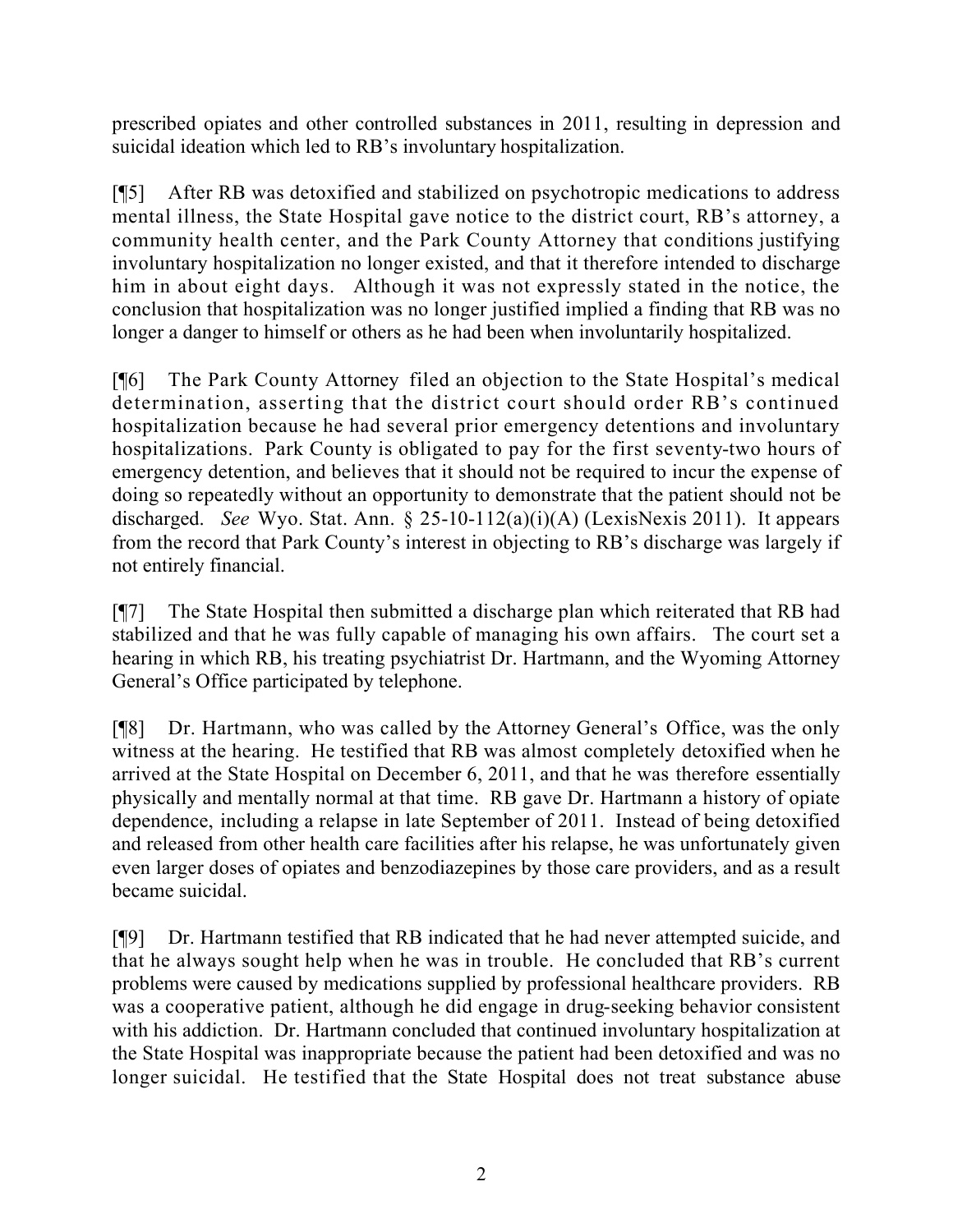prescribed opiates and other controlled substances in 2011, resulting in depression and suicidal ideation which led to RB's involuntary hospitalization.

[¶5] After RB was detoxified and stabilized on psychotropic medications to address mental illness, the State Hospital gave notice to the district court, RB's attorney, a community health center, and the Park County Attorney that conditions justifying involuntary hospitalization no longer existed, and that it therefore intended to discharge him in about eight days. Although it was not expressly stated in the notice, the conclusion that hospitalization was no longer justified implied a finding that RB was no longer a danger to himself or others as he had been when involuntarily hospitalized.

[¶6] The Park County Attorney filed an objection to the State Hospital's medical determination, asserting that the district court should order RB's continued hospitalization because he had several prior emergency detentions and involuntary hospitalizations. Park County is obligated to pay for the first seventy-two hours of emergency detention, and believes that it should not be required to incur the expense of doing so repeatedly without an opportunity to demonstrate that the patient should not be discharged. *See* Wyo. Stat. Ann. § 25-10-112(a)(i)(A) (LexisNexis 2011). It appears from the record that Park County's interest in objecting to RB's discharge was largely if not entirely financial.

[¶7] The State Hospital then submitted a discharge plan which reiterated that RB had stabilized and that he was fully capable of managing his own affairs. The court set a hearing in which RB, his treating psychiatrist Dr. Hartmann, and the Wyoming Attorney General's Office participated by telephone.

[¶8] Dr. Hartmann, who was called by the Attorney General's Office, was the only witness at the hearing. He testified that RB was almost completely detoxified when he arrived at the State Hospital on December 6, 2011, and that he was therefore essentially physically and mentally normal at that time. RB gave Dr. Hartmann a history of opiate dependence, including a relapse in late September of 2011. Instead of being detoxified and released from other health care facilities after his relapse, he was unfortunately given even larger doses of opiates and benzodiazepines by those care providers, and as a result became suicidal.

[¶9] Dr. Hartmann testified that RB indicated that he had never attempted suicide, and that he always sought help when he was in trouble. He concluded that RB's current problems were caused by medications supplied by professional healthcare providers. RB was a cooperative patient, although he did engage in drug-seeking behavior consistent with his addiction. Dr. Hartmann concluded that continued involuntary hospitalization at the State Hospital was inappropriate because the patient had been detoxified and was no longer suicidal. He testified that the State Hospital does not treat substance abuse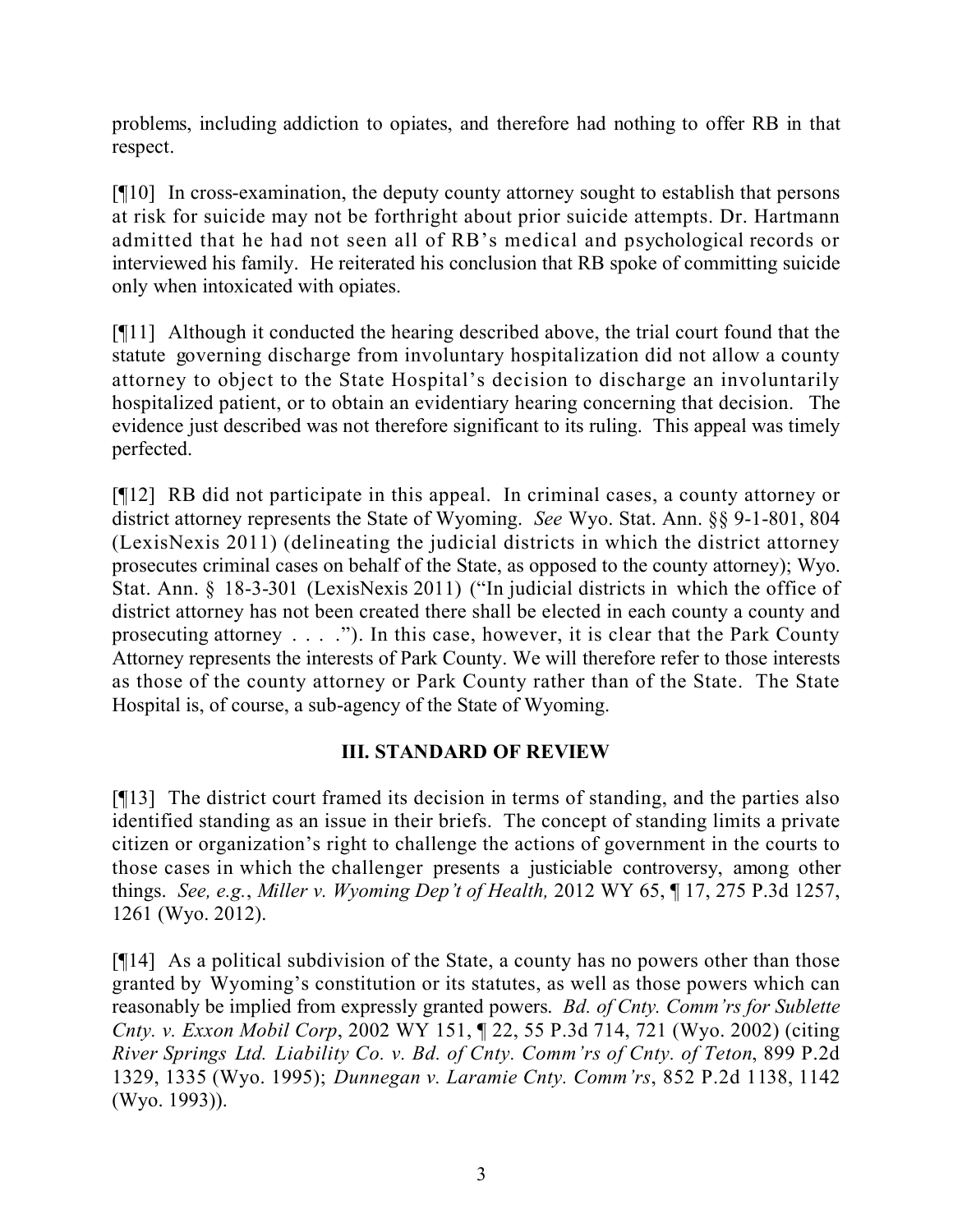problems, including addiction to opiates, and therefore had nothing to offer RB in that respect.

[¶10] In cross-examination, the deputy county attorney sought to establish that persons at risk for suicide may not be forthright about prior suicide attempts. Dr. Hartmann admitted that he had not seen all of RB's medical and psychological records or interviewed his family. He reiterated his conclusion that RB spoke of committing suicide only when intoxicated with opiates.

[¶11] Although it conducted the hearing described above, the trial court found that the statute governing discharge from involuntary hospitalization did not allow a county attorney to object to the State Hospital's decision to discharge an involuntarily hospitalized patient, or to obtain an evidentiary hearing concerning that decision. The evidence just described was not therefore significant to its ruling. This appeal was timely perfected.

[¶12] RB did not participate in this appeal. In criminal cases, a county attorney or district attorney represents the State of Wyoming. *See* Wyo. Stat. Ann. §§ 9-1-801, 804 (LexisNexis 2011) (delineating the judicial districts in which the district attorney prosecutes criminal cases on behalf of the State, as opposed to the county attorney); Wyo. Stat. Ann. § 18-3-301 (LexisNexis 2011) ("In judicial districts in which the office of district attorney has not been created there shall be elected in each county a county and prosecuting attorney . . . ."). In this case, however, it is clear that the Park County Attorney represents the interests of Park County. We will therefore refer to those interests as those of the county attorney or Park County rather than of the State. The State Hospital is, of course, a sub-agency of the State of Wyoming.

## III. STANDARD OF REVIEW

[¶13] The district court framed its decision in terms of standing, and the parties also identified standing as an issue in their briefs. The concept of standing limits a private citizen or organization's right to challenge the actions of government in the courts to those cases in which the challenger presents a justiciable controversy, among other things. *See, e.g.*, *Miller v. Wyoming Dep't of Health,* 2012 WY 65, ¶ 17, 275 P.3d 1257, 1261 (Wyo. 2012).

[¶14] As a political subdivision of the State, a county has no powers other than those granted by Wyoming's constitution or its statutes, as well as those powers which can reasonably be implied from expressly granted powers. *Bd. of Cnty. Comm'rs for Sublette Cnty. v. Exxon Mobil Corp*, 2002 WY 151, ¶ 22, 55 P.3d 714, 721 (Wyo. 2002) (citing *River Springs Ltd. Liability Co. v. Bd. of Cnty. Comm'rs of Cnty. of Teton*, 899 P.2d 1329, 1335 (Wyo. 1995); *Dunnegan v. Laramie Cnty. Comm'rs*, 852 P.2d 1138, 1142 (Wyo. 1993)).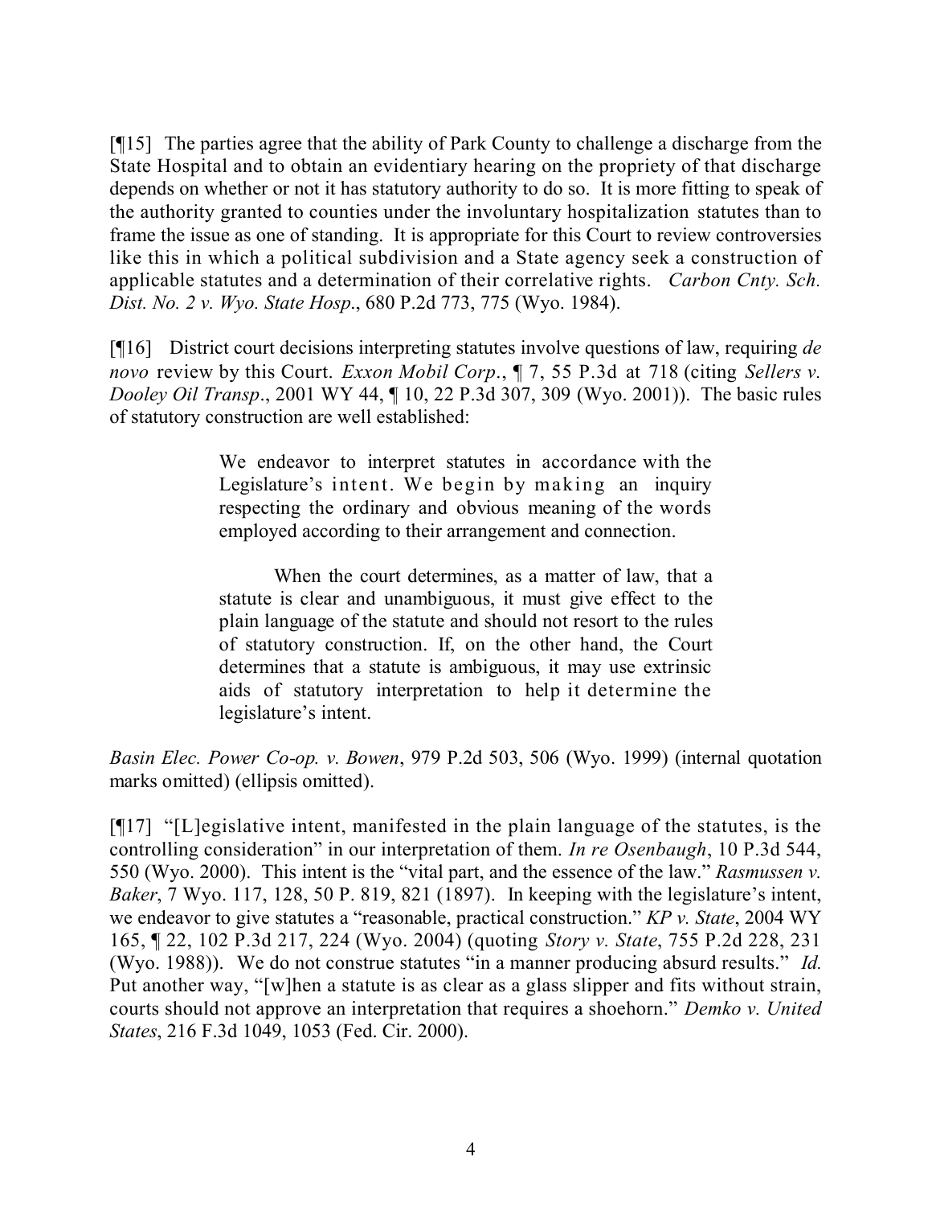[¶15] The parties agree that the ability of Park County to challenge a discharge from the State Hospital and to obtain an evidentiary hearing on the propriety of that discharge depends on whether or not it has statutory authority to do so. It is more fitting to speak of the authority granted to counties under the involuntary hospitalization statutes than to frame the issue as one of standing. It is appropriate for this Court to review controversies like this in which a political subdivision and a State agency seek a construction of applicable statutes and a determination of their correlative rights. *Carbon Cnty. Sch. Dist. No. 2 v. Wyo. State Hosp.*, 680 P.2d 773, 775 (Wyo. 1984).

[¶16] District court decisions interpreting statutes involve questions of law, requiring *de novo* review by this Court. *Exxon Mobil Corp.*, ¶ 7, 55 P.3d at 718 (citing *Sellers v. Dooley Oil Transp.*, 2001 WY 44, ¶ 10, 22 P.3d 307, 309 (Wyo. 2001)). The basic rules of statutory construction are well established:

> We endeavor to interpret statutes in accordance with the Legislature's intent. We begin by making an inquiry respecting the ordinary and obvious meaning of the words employed according to their arrangement and connection.
>
> When the court determines, as a matter of law, that a statute is clear and unambiguous, it must give effect to the plain language of the statute and should not resort to the rules of statutory construction. If, on the other hand, the Court determines that a statute is ambiguous, it may use extrinsic aids of statutory interpretation to help it determine the legislature's intent.

*Basin Elec. Power Co-op. v. Bowen*, 979 P.2d 503, 506 (Wyo. 1999) (internal quotation marks omitted) (ellipsis omitted).

[¶17] "[L]egislative intent, manifested in the plain language of the statutes, is the controlling consideration" in our interpretation of them. *In re Osenbaugh*, 10 P.3d 544, 550 (Wyo. 2000). This intent is the "vital part, and the essence of the law." *Rasmussen v. Baker*, 7 Wyo. 117, 128, 50 P. 819, 821 (1897). In keeping with the legislature's intent, we endeavor to give statutes a "reasonable, practical construction." *KP v. State*, 2004 WY 165, ¶ 22, 102 P.3d 217, 224 (Wyo. 2004) (quoting *Story v. State*, 755 P.2d 228, 231 (Wyo. 1988)). We do not construe statutes "in a manner producing absurd results." *Id.* Put another way, "[w]hen a statute is as clear as a glass slipper and fits without strain, courts should not approve an interpretation that requires a shoehorn." *Demko v. United States*, 216 F.3d 1049, 1053 (Fed. Cir. 2000).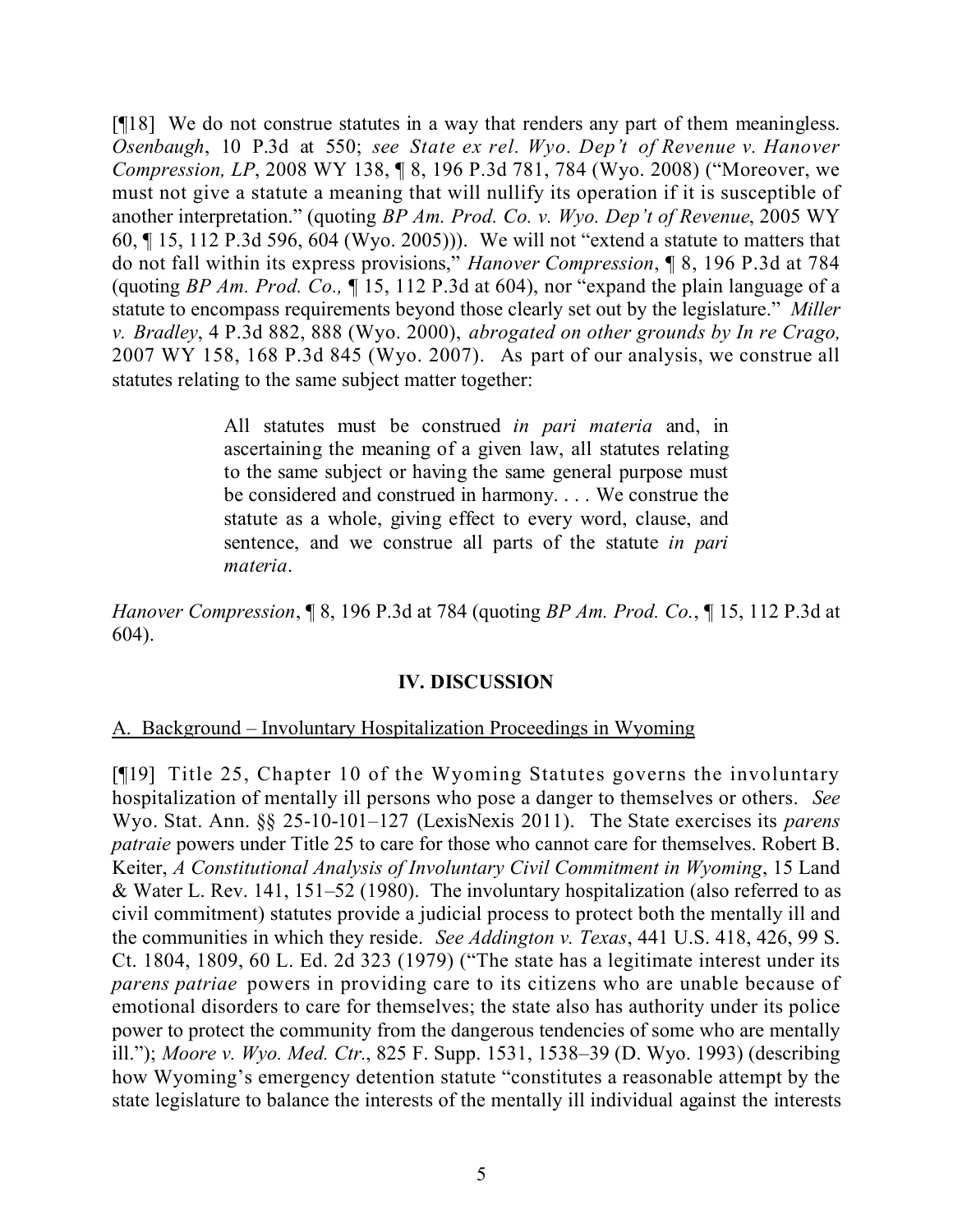[¶18] We do not construe statutes in a way that renders any part of them meaningless. *Osenbaugh*, 10 P.3d at 550; *see State ex rel. Wyo. Dep't of Revenue v. Hanover Compression, LP*, 2008 WY 138, ¶ 8, 196 P.3d 781, 784 (Wyo. 2008) ("Moreover, we must not give a statute a meaning that will nullify its operation if it is susceptible of another interpretation." (quoting *BP Am. Prod. Co. v. Wyo. Dep't of Revenue*, 2005 WY 60, ¶ 15, 112 P.3d 596, 604 (Wyo. 2005))). We will not "extend a statute to matters that do not fall within its express provisions," *Hanover Compression*, ¶ 8, 196 P.3d at 784 (quoting *BP Am. Prod. Co.,* ¶ 15, 112 P.3d at 604), nor "expand the plain language of a statute to encompass requirements beyond those clearly set out by the legislature." *Miller v. Bradley*, 4 P.3d 882, 888 (Wyo. 2000), *abrogated on other grounds by In re Crago,* 2007 WY 158, 168 P.3d 845 (Wyo. 2007). As part of our analysis, we construe all statutes relating to the same subject matter together:

> All statutes must be construed *in pari materia* and, in ascertaining the meaning of a given law, all statutes relating to the same subject or having the same general purpose must be considered and construed in harmony. . . . We construe the statute as a whole, giving effect to every word, clause, and sentence, and we construe all parts of the statute *in pari materia*.

*Hanover Compression*, ¶ 8, 196 P.3d at 784 (quoting *BP Am. Prod. Co.*, ¶ 15, 112 P.3d at 604).

## IV. DISCUSSION

A. Background – Involuntary Hospitalization Proceedings in Wyoming

[¶19] Title 25, Chapter 10 of the Wyoming Statutes governs the involuntary hospitalization of mentally ill persons who pose a danger to themselves or others. *See* Wyo. Stat. Ann. §§ 25-10-101–127 (LexisNexis 2011). The State exercises its *parens patraie* powers under Title 25 to care for those who cannot care for themselves. Robert B. Keiter, *A Constitutional Analysis of Involuntary Civil Commitment in Wyoming*, 15 Land & Water L. Rev. 141, 151–52 (1980). The involuntary hospitalization (also referred to as civil commitment) statutes provide a judicial process to protect both the mentally ill and the communities in which they reside. *See Addington v. Texas*, 441 U.S. 418, 426, 99 S. Ct. 1804, 1809, 60 L. Ed. 2d 323 (1979) ("The state has a legitimate interest under its *parens patriae* powers in providing care to its citizens who are unable because of emotional disorders to care for themselves; the state also has authority under its police power to protect the community from the dangerous tendencies of some who are mentally ill."); *Moore v. Wyo. Med. Ctr.*, 825 F. Supp. 1531, 1538–39 (D. Wyo. 1993) (describing how Wyoming's emergency detention statute "constitutes a reasonable attempt by the state legislature to balance the interests of the mentally ill individual against the interests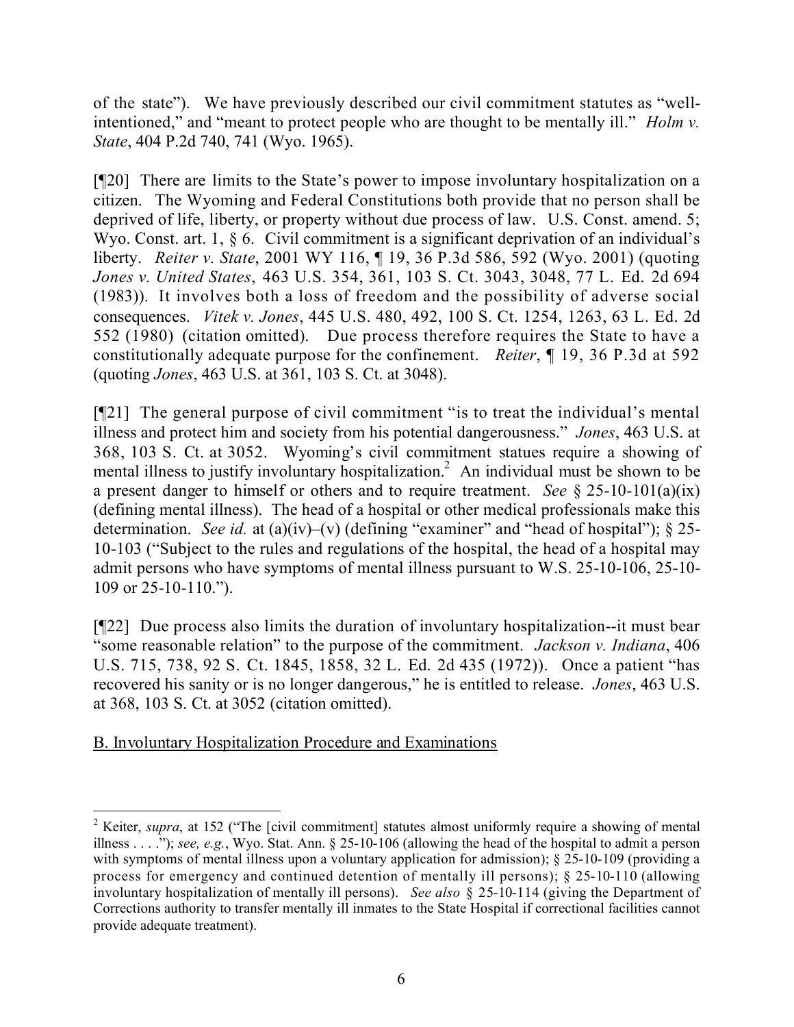of the state"). We have previously described our civil commitment statutes as "well-intentioned," and "meant to protect people who are thought to be mentally ill." *Holm v. State*, 404 P.2d 740, 741 (Wyo. 1965).

[¶20] There are limits to the State's power to impose involuntary hospitalization on a citizen. The Wyoming and Federal Constitutions both provide that no person shall be deprived of life, liberty, or property without due process of law. U.S. Const. amend. 5; Wyo. Const. art. 1, § 6. Civil commitment is a significant deprivation of an individual's liberty. *Reiter v. State*, 2001 WY 116, ¶ 19, 36 P.3d 586, 592 (Wyo. 2001) (quoting *Jones v. United States*, 463 U.S. 354, 361, 103 S. Ct. 3043, 3048, 77 L. Ed. 2d 694 (1983)). It involves both a loss of freedom and the possibility of adverse social consequences. *Vitek v. Jones*, 445 U.S. 480, 492, 100 S. Ct. 1254, 1263, 63 L. Ed. 2d 552 (1980) (citation omitted). Due process therefore requires the State to have a constitutionally adequate purpose for the confinement. *Reiter*, ¶ 19, 36 P.3d at 592 (quoting *Jones*, 463 U.S. at 361, 103 S. Ct. at 3048).

[¶21] The general purpose of civil commitment "is to treat the individual's mental illness and protect him and society from his potential dangerousness." *Jones*, 463 U.S. at 368, 103 S. Ct. at 3052. Wyoming's civil commitment statues require a showing of mental illness to justify involuntary hospitalization.[2] An individual must be shown to be a present danger to himself or others and to require treatment. *See* § 25-10-101(a)(ix) (defining mental illness). The head of a hospital or other medical professionals make this determination. *See id.* at (a)(iv)–(v) (defining "examiner" and "head of hospital"); § 25-10-103 ("Subject to the rules and regulations of the hospital, the head of a hospital may admit persons who have symptoms of mental illness pursuant to W.S. 25-10-106, 25-10-109 or 25-10-110.").

[¶22] Due process also limits the duration of involuntary hospitalization--it must bear "some reasonable relation" to the purpose of the commitment. *Jackson v. Indiana*, 406 U.S. 715, 738, 92 S. Ct. 1845, 1858, 32 L. Ed. 2d 435 (1972)). Once a patient "has recovered his sanity or is no longer dangerous," he is entitled to release. *Jones*, 463 U.S. at 368, 103 S. Ct. at 3052 (citation omitted).

B. Involuntary Hospitalization Procedure and Examinations

---

[2] Keiter, *supra*, at 152 ("The [civil commitment] statutes almost uniformly require a showing of mental illness . . . ."); *see, e.g.*, Wyo. Stat. Ann. § 25-10-106 (allowing the head of the hospital to admit a person with symptoms of mental illness upon a voluntary application for admission); § 25-10-109 (providing a process for emergency and continued detention of mentally ill persons); § 25-10-110 (allowing involuntary hospitalization of mentally ill persons). *See also* § 25-10-114 (giving the Department of Corrections authority to transfer mentally ill inmates to the State Hospital if correctional facilities cannot provide adequate treatment).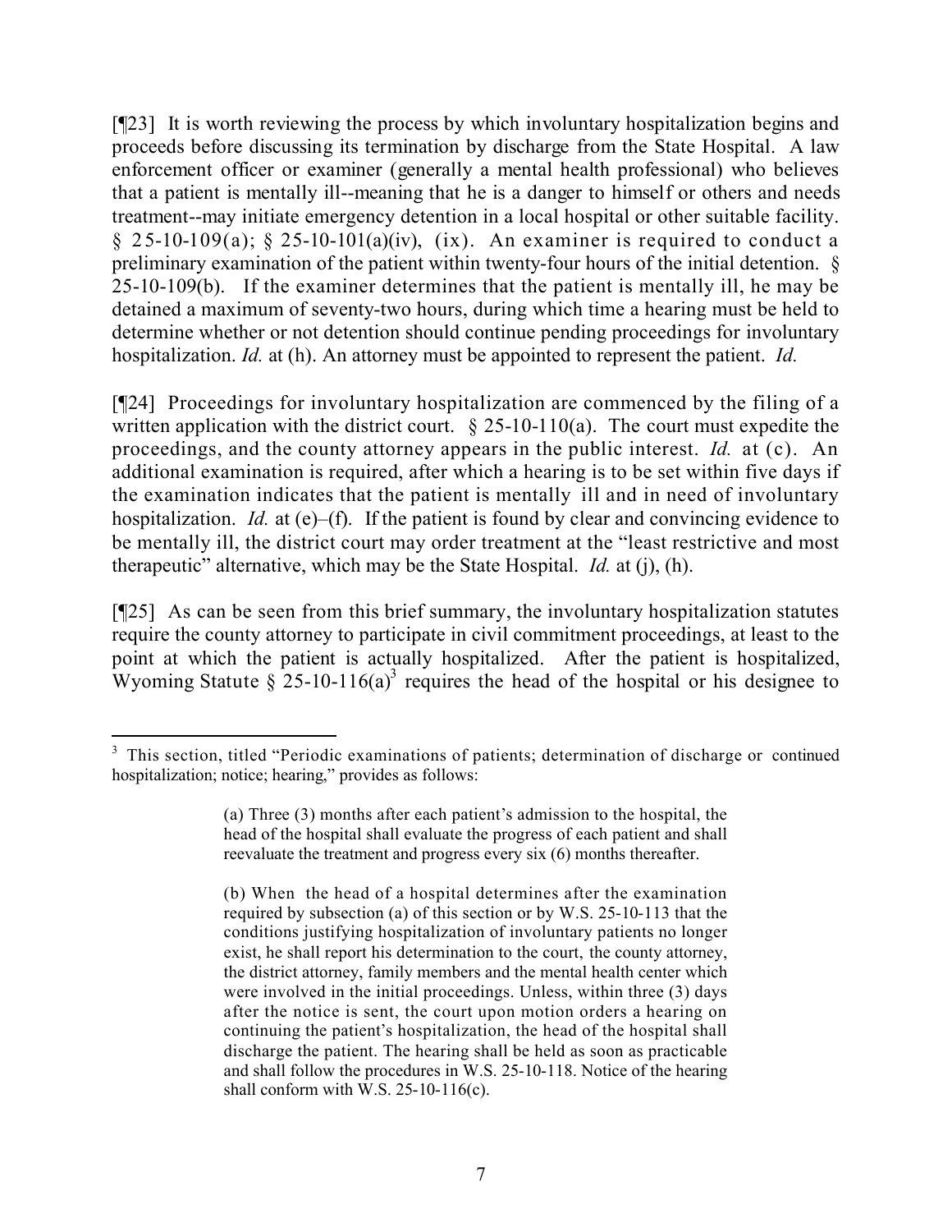[¶23] It is worth reviewing the process by which involuntary hospitalization begins and proceeds before discussing its termination by discharge from the State Hospital. A law enforcement officer or examiner (generally a mental health professional) who believes that a patient is mentally ill--meaning that he is a danger to himself or others and needs treatment--may initiate emergency detention in a local hospital or other suitable facility. § 25-10-109(a); § 25-10-101(a)(iv), (ix). An examiner is required to conduct a preliminary examination of the patient within twenty-four hours of the initial detention. § 25-10-109(b). If the examiner determines that the patient is mentally ill, he may be detained a maximum of seventy-two hours, during which time a hearing must be held to determine whether or not detention should continue pending proceedings for involuntary hospitalization. *Id.* at (h). An attorney must be appointed to represent the patient. *Id.*

[¶24] Proceedings for involuntary hospitalization are commenced by the filing of a written application with the district court. § 25-10-110(a). The court must expedite the proceedings, and the county attorney appears in the public interest. *Id.* at (c). An additional examination is required, after which a hearing is to be set within five days if the examination indicates that the patient is mentally ill and in need of involuntary hospitalization. *Id.* at (e)–(f). If the patient is found by clear and convincing evidence to be mentally ill, the district court may order treatment at the "least restrictive and most therapeutic" alternative, which may be the State Hospital. *Id.* at (j), (h).

[¶25] As can be seen from this brief summary, the involuntary hospitalization statutes require the county attorney to participate in civil commitment proceedings, at least to the point at which the patient is actually hospitalized. After the patient is hospitalized, Wyoming Statute § 25-10-116(a)[3] requires the head of the hospital or his designee to

---

[3] This section, titled "Periodic examinations of patients; determination of discharge or continued hospitalization; notice; hearing," provides as follows:

> (a) Three (3) months after each patient's admission to the hospital, the head of the hospital shall evaluate the progress of each patient and shall reevaluate the treatment and progress every six (6) months thereafter.
>
> (b) When the head of a hospital determines after the examination required by subsection (a) of this section or by W.S. 25-10-113 that the conditions justifying hospitalization of involuntary patients no longer exist, he shall report his determination to the court, the county attorney, the district attorney, family members and the mental health center which were involved in the initial proceedings. Unless, within three (3) days after the notice is sent, the court upon motion orders a hearing on continuing the patient's hospitalization, the head of the hospital shall discharge the patient. The hearing shall be held as soon as practicable and shall follow the procedures in W.S. 25-10-118. Notice of the hearing shall conform with W.S. 25-10-116(c).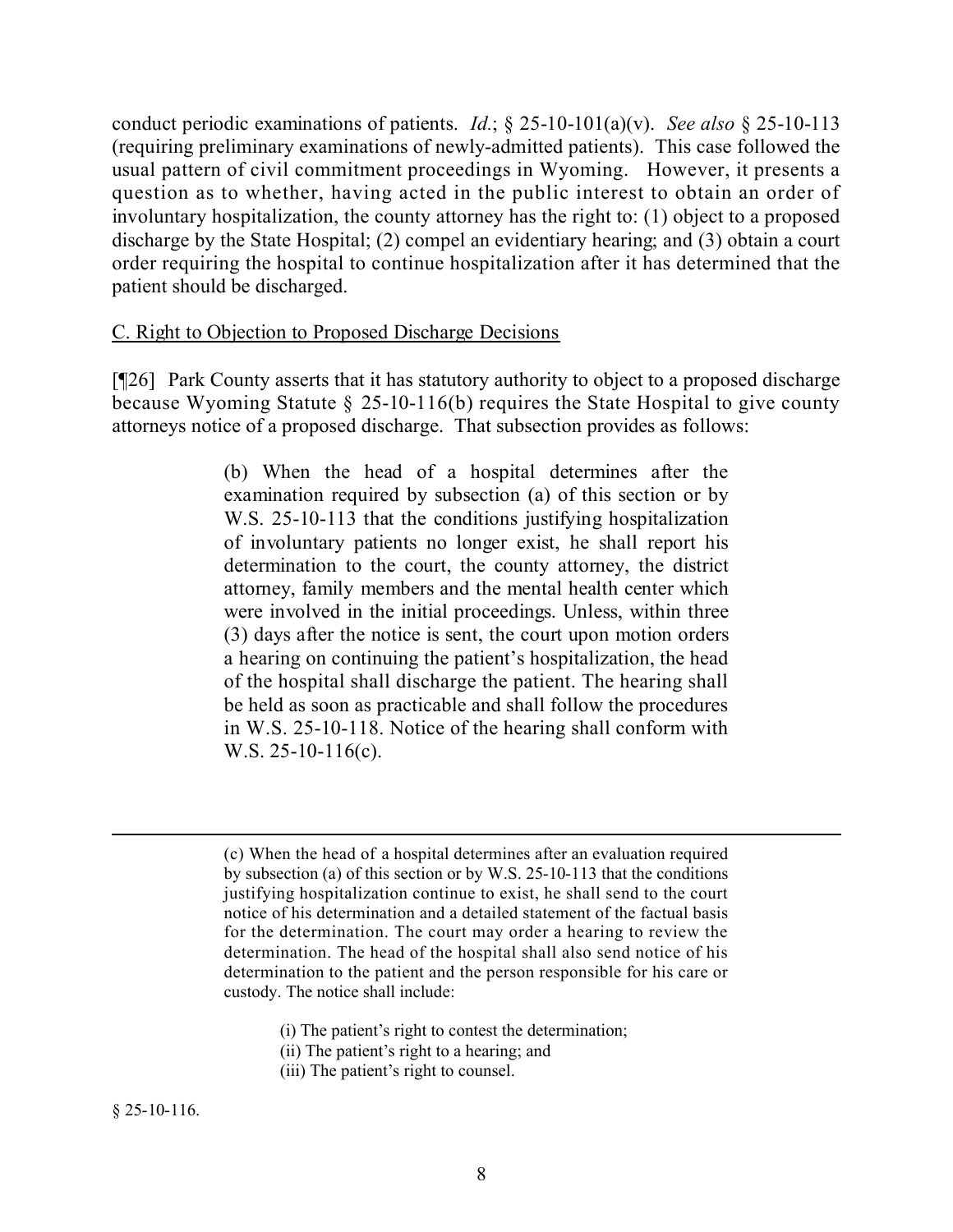conduct periodic examinations of patients. *Id.*; § 25-10-101(a)(v). *See also* § 25-10-113 (requiring preliminary examinations of newly-admitted patients). This case followed the usual pattern of civil commitment proceedings in Wyoming. However, it presents a question as to whether, having acted in the public interest to obtain an order of involuntary hospitalization, the county attorney has the right to: (1) object to a proposed discharge by the State Hospital; (2) compel an evidentiary hearing; and (3) obtain a court order requiring the hospital to continue hospitalization after it has determined that the patient should be discharged.

C. Right to Objection to Proposed Discharge Decisions

[¶26] Park County asserts that it has statutory authority to object to a proposed discharge because Wyoming Statute § 25-10-116(b) requires the State Hospital to give county attorneys notice of a proposed discharge. That subsection provides as follows:

> (b) When the head of a hospital determines after the examination required by subsection (a) of this section or by W.S. 25-10-113 that the conditions justifying hospitalization of involuntary patients no longer exist, he shall report his determination to the court, the county attorney, the district attorney, family members and the mental health center which were involved in the initial proceedings. Unless, within three (3) days after the notice is sent, the court upon motion orders a hearing on continuing the patient's hospitalization, the head of the hospital shall discharge the patient. The hearing shall be held as soon as practicable and shall follow the procedures in W.S. 25-10-118. Notice of the hearing shall conform with W.S. 25-10-116(c).

---

> (c) When the head of a hospital determines after an evaluation required by subsection (a) of this section or by W.S. 25-10-113 that the conditions justifying hospitalization continue to exist, he shall send to the court notice of his determination and a detailed statement of the factual basis for the determination. The court may order a hearing to review the determination. The head of the hospital shall also send notice of his determination to the patient and the person responsible for his care or custody. The notice shall include:
>
> (i) The patient's right to contest the determination;
> (ii) The patient's right to a hearing; and
> (iii) The patient's right to counsel.

§ 25-10-116.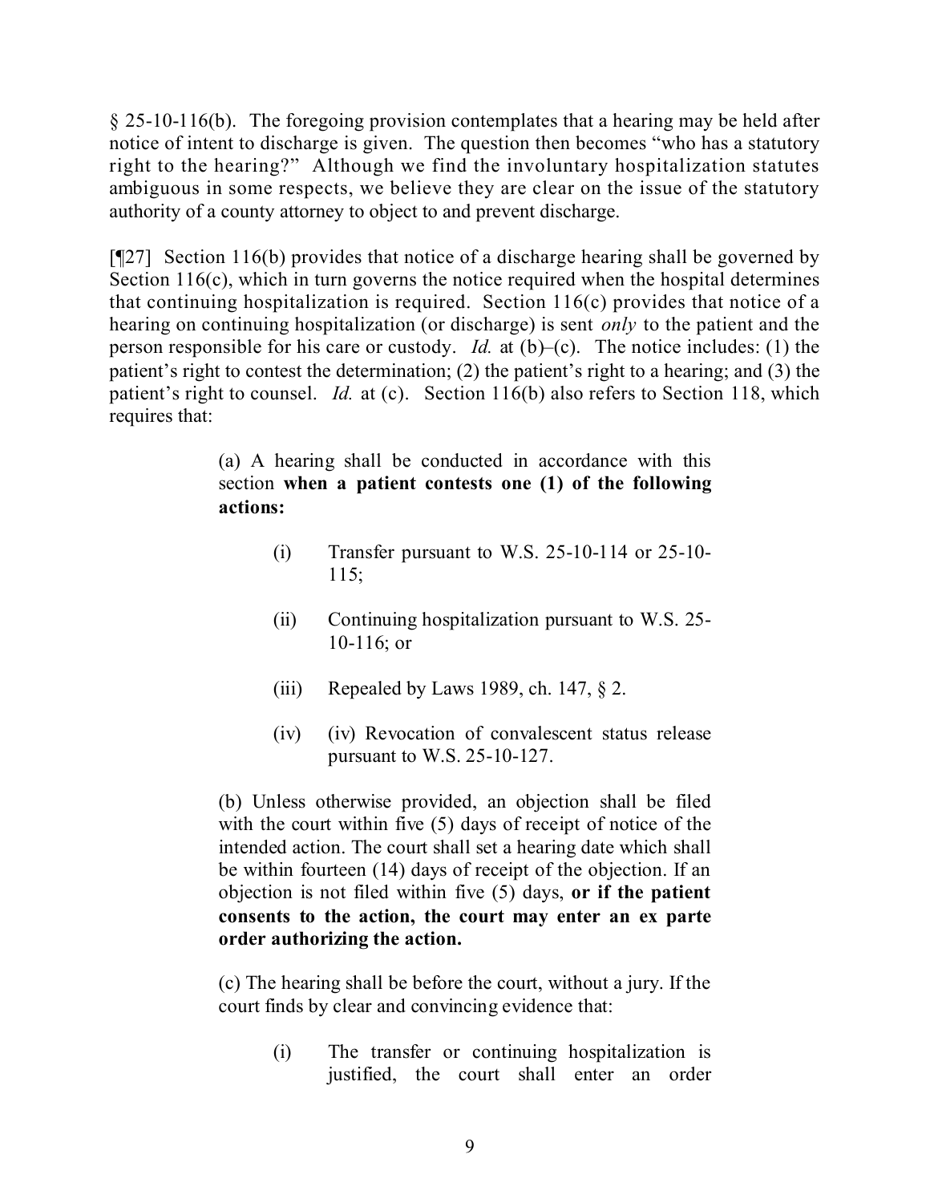§ 25-10-116(b). The foregoing provision contemplates that a hearing may be held after notice of intent to discharge is given. The question then becomes "who has a statutory right to the hearing?" Although we find the involuntary hospitalization statutes ambiguous in some respects, we believe they are clear on the issue of the statutory authority of a county attorney to object to and prevent discharge.

[¶27] Section 116(b) provides that notice of a discharge hearing shall be governed by Section 116(c), which in turn governs the notice required when the hospital determines that continuing hospitalization is required. Section 116(c) provides that notice of a hearing on continuing hospitalization (or discharge) is sent *only* to the patient and the person responsible for his care or custody. *Id.* at (b)–(c). The notice includes: (1) the patient's right to contest the determination; (2) the patient's right to a hearing; and (3) the patient's right to counsel. *Id.* at (c). Section 116(b) also refers to Section 118, which requires that:

> (a) A hearing shall be conducted in accordance with this section **when a patient contests one (1) of the following actions:**
>
> (i) Transfer pursuant to W.S. 25-10-114 or 25-10-115;
>
> (ii) Continuing hospitalization pursuant to W.S. 25-10-116; or
>
> (iii) Repealed by Laws 1989, ch. 147, § 2.
>
> (iv) (iv) Revocation of convalescent status release pursuant to W.S. 25-10-127.
>
> (b) Unless otherwise provided, an objection shall be filed with the court within five (5) days of receipt of notice of the intended action. The court shall set a hearing date which shall be within fourteen (14) days of receipt of the objection. If an objection is not filed within five (5) days, **or if the patient consents to the action, the court may enter an ex parte order authorizing the action.**
>
> (c) The hearing shall be before the court, without a jury. If the court finds by clear and convincing evidence that:
>
> (i) The transfer or continuing hospitalization is justified, the court shall enter an order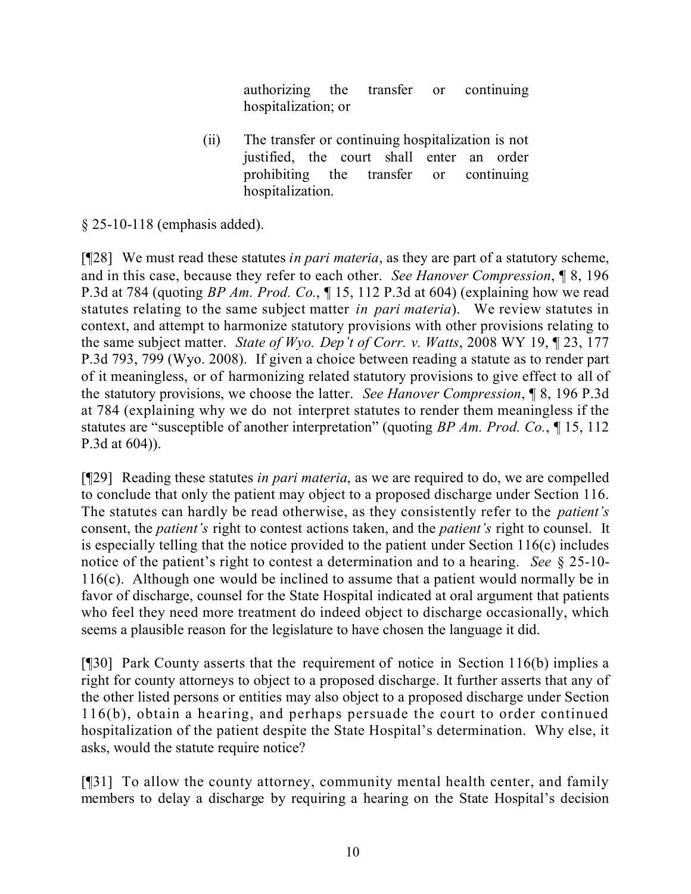> authorizing the transfer or continuing hospitalization; or
>
> (ii) The transfer or continuing hospitalization is not justified, the court shall enter an order prohibiting the transfer or continuing hospitalization.

§ 25-10-118 (emphasis added).

[¶28] We must read these statutes *in pari materia*, as they are part of a statutory scheme, and in this case, because they refer to each other. *See Hanover Compression*, ¶ 8, 196 P.3d at 784 (quoting *BP Am. Prod. Co.*, ¶ 15, 112 P.3d at 604) (explaining how we read statutes relating to the same subject matter *in pari materia*). We review statutes in context, and attempt to harmonize statutory provisions with other provisions relating to the same subject matter. *State of Wyo. Dep't of Corr. v. Watts*, 2008 WY 19, ¶ 23, 177 P.3d 793, 799 (Wyo. 2008). If given a choice between reading a statute as to render part of it meaningless, or of harmonizing related statutory provisions to give effect to all of the statutory provisions, we choose the latter. *See Hanover Compression*, ¶ 8, 196 P.3d at 784 (explaining why we do not interpret statutes to render them meaningless if the statutes are "susceptible of another interpretation" (quoting *BP Am. Prod. Co.*, ¶ 15, 112 P.3d at 604)).

[¶29] Reading these statutes *in pari materia*, as we are required to do, we are compelled to conclude that only the patient may object to a proposed discharge under Section 116. The statutes can hardly be read otherwise, as they consistently refer to the *patient's* consent, the *patient's* right to contest actions taken, and the *patient's* right to counsel. It is especially telling that the notice provided to the patient under Section 116(c) includes notice of the patient's right to contest a determination and to a hearing. *See* § 25-10-116(c). Although one would be inclined to assume that a patient would normally be in favor of discharge, counsel for the State Hospital indicated at oral argument that patients who feel they need more treatment do indeed object to discharge occasionally, which seems a plausible reason for the legislature to have chosen the language it did.

[¶30] Park County asserts that the requirement of notice in Section 116(b) implies a right for county attorneys to object to a proposed discharge. It further asserts that any of the other listed persons or entities may also object to a proposed discharge under Section 116(b), obtain a hearing, and perhaps persuade the court to order continued hospitalization of the patient despite the State Hospital's determination. Why else, it asks, would the statute require notice?

[¶31] To allow the county attorney, community mental health center, and family members to delay a discharge by requiring a hearing on the State Hospital's decision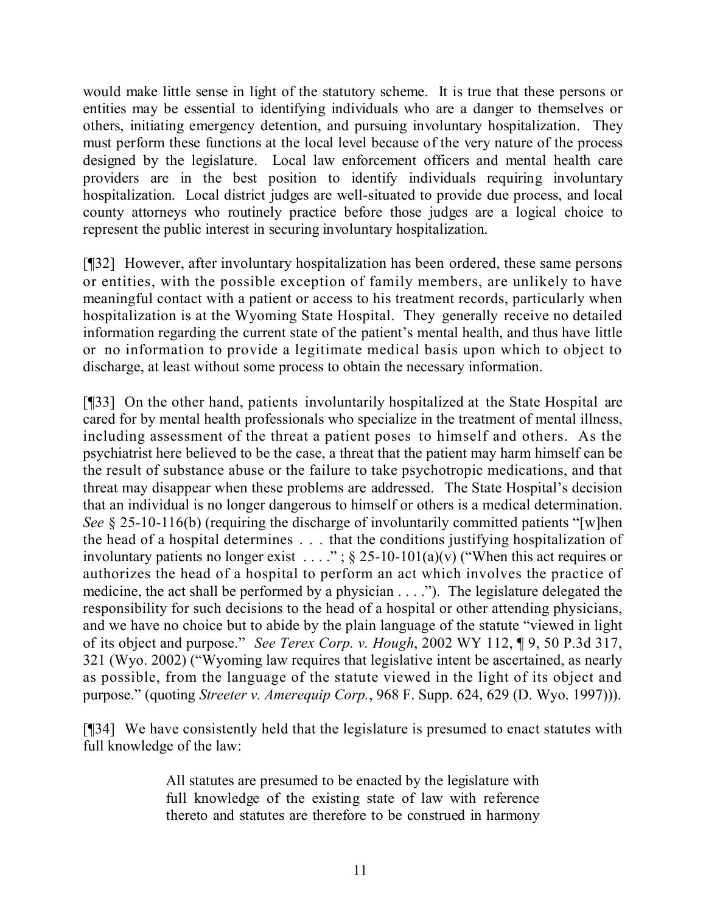would make little sense in light of the statutory scheme. It is true that these persons or entities may be essential to identifying individuals who are a danger to themselves or others, initiating emergency detention, and pursuing involuntary hospitalization. They must perform these functions at the local level because of the very nature of the process designed by the legislature. Local law enforcement officers and mental health care providers are in the best position to identify individuals requiring involuntary hospitalization. Local district judges are well-situated to provide due process, and local county attorneys who routinely practice before those judges are a logical choice to represent the public interest in securing involuntary hospitalization.

[¶32] However, after involuntary hospitalization has been ordered, these same persons or entities, with the possible exception of family members, are unlikely to have meaningful contact with a patient or access to his treatment records, particularly when hospitalization is at the Wyoming State Hospital. They generally receive no detailed information regarding the current state of the patient's mental health, and thus have little or no information to provide a legitimate medical basis upon which to object to discharge, at least without some process to obtain the necessary information.

[¶33] On the other hand, patients involuntarily hospitalized at the State Hospital are cared for by mental health professionals who specialize in the treatment of mental illness, including assessment of the threat a patient poses to himself and others. As the psychiatrist here believed to be the case, a threat that the patient may harm himself can be the result of substance abuse or the failure to take psychotropic medications, and that threat may disappear when these problems are addressed. The State Hospital's decision that an individual is no longer dangerous to himself or others is a medical determination. *See* § 25-10-116(b) (requiring the discharge of involuntarily committed patients "[w]hen the head of a hospital determines . . . that the conditions justifying hospitalization of involuntary patients no longer exist . . . ." ; § 25-10-101(a)(v) ("When this act requires or authorizes the head of a hospital to perform an act which involves the practice of medicine, the act shall be performed by a physician . . . ."). The legislature delegated the responsibility for such decisions to the head of a hospital or other attending physicians, and we have no choice but to abide by the plain language of the statute "viewed in light of its object and purpose." *See Terex Corp. v. Hough*, 2002 WY 112, ¶ 9, 50 P.3d 317, 321 (Wyo. 2002) ("Wyoming law requires that legislative intent be ascertained, as nearly as possible, from the language of the statute viewed in the light of its object and purpose." (quoting *Streeter v. Amerequip Corp.*, 968 F. Supp. 624, 629 (D. Wyo. 1997))).

[¶34] We have consistently held that the legislature is presumed to enact statutes with full knowledge of the law:

> All statutes are presumed to be enacted by the legislature with full knowledge of the existing state of law with reference thereto and statutes are therefore to be construed in harmony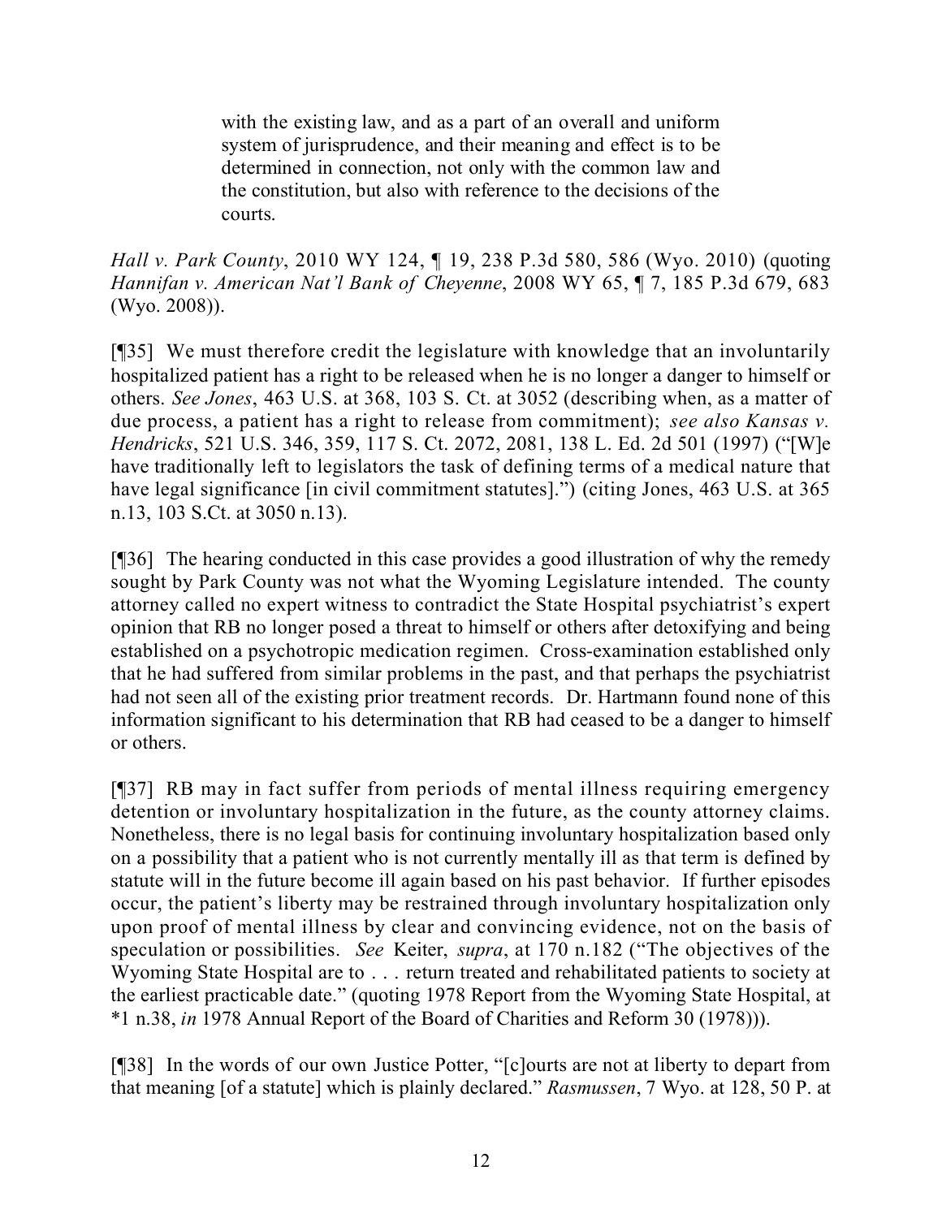> with the existing law, and as a part of an overall and uniform system of jurisprudence, and their meaning and effect is to be determined in connection, not only with the common law and the constitution, but also with reference to the decisions of the courts.

*Hall v. Park County*, 2010 WY 124, ¶ 19, 238 P.3d 580, 586 (Wyo. 2010) (quoting *Hannifan v. American Nat'l Bank of Cheyenne*, 2008 WY 65, ¶ 7, 185 P.3d 679, 683 (Wyo. 2008)).

[¶35] We must therefore credit the legislature with knowledge that an involuntarily hospitalized patient has a right to be released when he is no longer a danger to himself or others. *See Jones*, 463 U.S. at 368, 103 S. Ct. at 3052 (describing when, as a matter of due process, a patient has a right to release from commitment); *see also Kansas v. Hendricks*, 521 U.S. 346, 359, 117 S. Ct. 2072, 2081, 138 L. Ed. 2d 501 (1997) ("[W]e have traditionally left to legislators the task of defining terms of a medical nature that have legal significance [in civil commitment statutes].") (citing Jones, 463 U.S. at 365 n.13, 103 S.Ct. at 3050 n.13).

[¶36] The hearing conducted in this case provides a good illustration of why the remedy sought by Park County was not what the Wyoming Legislature intended. The county attorney called no expert witness to contradict the State Hospital psychiatrist's expert opinion that RB no longer posed a threat to himself or others after detoxifying and being established on a psychotropic medication regimen. Cross-examination established only that he had suffered from similar problems in the past, and that perhaps the psychiatrist had not seen all of the existing prior treatment records. Dr. Hartmann found none of this information significant to his determination that RB had ceased to be a danger to himself or others.

[¶37] RB may in fact suffer from periods of mental illness requiring emergency detention or involuntary hospitalization in the future, as the county attorney claims. Nonetheless, there is no legal basis for continuing involuntary hospitalization based only on a possibility that a patient who is not currently mentally ill as that term is defined by statute will in the future become ill again based on his past behavior. If further episodes occur, the patient's liberty may be restrained through involuntary hospitalization only upon proof of mental illness by clear and convincing evidence, not on the basis of speculation or possibilities. *See* Keiter, *supra*, at 170 n.182 ("The objectives of the Wyoming State Hospital are to . . . return treated and rehabilitated patients to society at the earliest practicable date." (quoting 1978 Report from the Wyoming State Hospital, at *1 n.38, *in* 1978 Annual Report of the Board of Charities and Reform 30 (1978))).

[¶38] In the words of our own Justice Potter, "[c]ourts are not at liberty to depart from that meaning [of a statute] which is plainly declared." *Rasmussen*, 7 Wyo. at 128, 50 P. at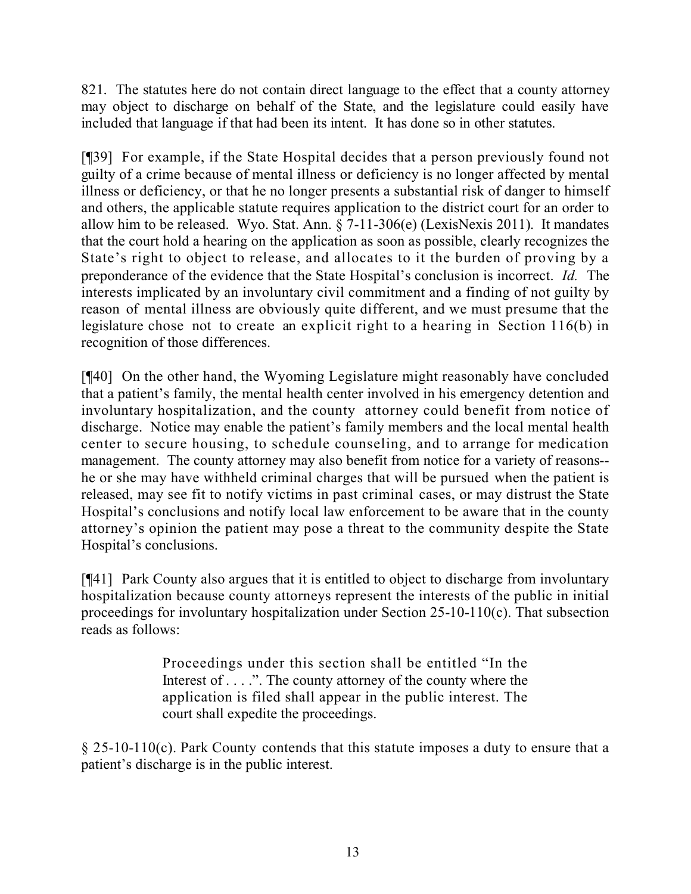821. The statutes here do not contain direct language to the effect that a county attorney may object to discharge on behalf of the State, and the legislature could easily have included that language if that had been its intent. It has done so in other statutes.

[¶39] For example, if the State Hospital decides that a person previously found not guilty of a crime because of mental illness or deficiency is no longer affected by mental illness or deficiency, or that he no longer presents a substantial risk of danger to himself and others, the applicable statute requires application to the district court for an order to allow him to be released. Wyo. Stat. Ann. § 7-11-306(e) (LexisNexis 2011). It mandates that the court hold a hearing on the application as soon as possible, clearly recognizes the State's right to object to release, and allocates to it the burden of proving by a preponderance of the evidence that the State Hospital's conclusion is incorrect. *Id.* The interests implicated by an involuntary civil commitment and a finding of not guilty by reason of mental illness are obviously quite different, and we must presume that the legislature chose not to create an explicit right to a hearing in Section 116(b) in recognition of those differences.

[¶40] On the other hand, the Wyoming Legislature might reasonably have concluded that a patient's family, the mental health center involved in his emergency detention and involuntary hospitalization, and the county attorney could benefit from notice of discharge. Notice may enable the patient's family members and the local mental health center to secure housing, to schedule counseling, and to arrange for medication management. The county attorney may also benefit from notice for a variety of reasons--he or she may have withheld criminal charges that will be pursued when the patient is released, may see fit to notify victims in past criminal cases, or may distrust the State Hospital's conclusions and notify local law enforcement to be aware that in the county attorney's opinion the patient may pose a threat to the community despite the State Hospital's conclusions.

[¶41] Park County also argues that it is entitled to object to discharge from involuntary hospitalization because county attorneys represent the interests of the public in initial proceedings for involuntary hospitalization under Section 25-10-110(c). That subsection reads as follows:

> Proceedings under this section shall be entitled "In the Interest of . . . .". The county attorney of the county where the application is filed shall appear in the public interest. The court shall expedite the proceedings.

§ 25-10-110(c). Park County contends that this statute imposes a duty to ensure that a patient's discharge is in the public interest.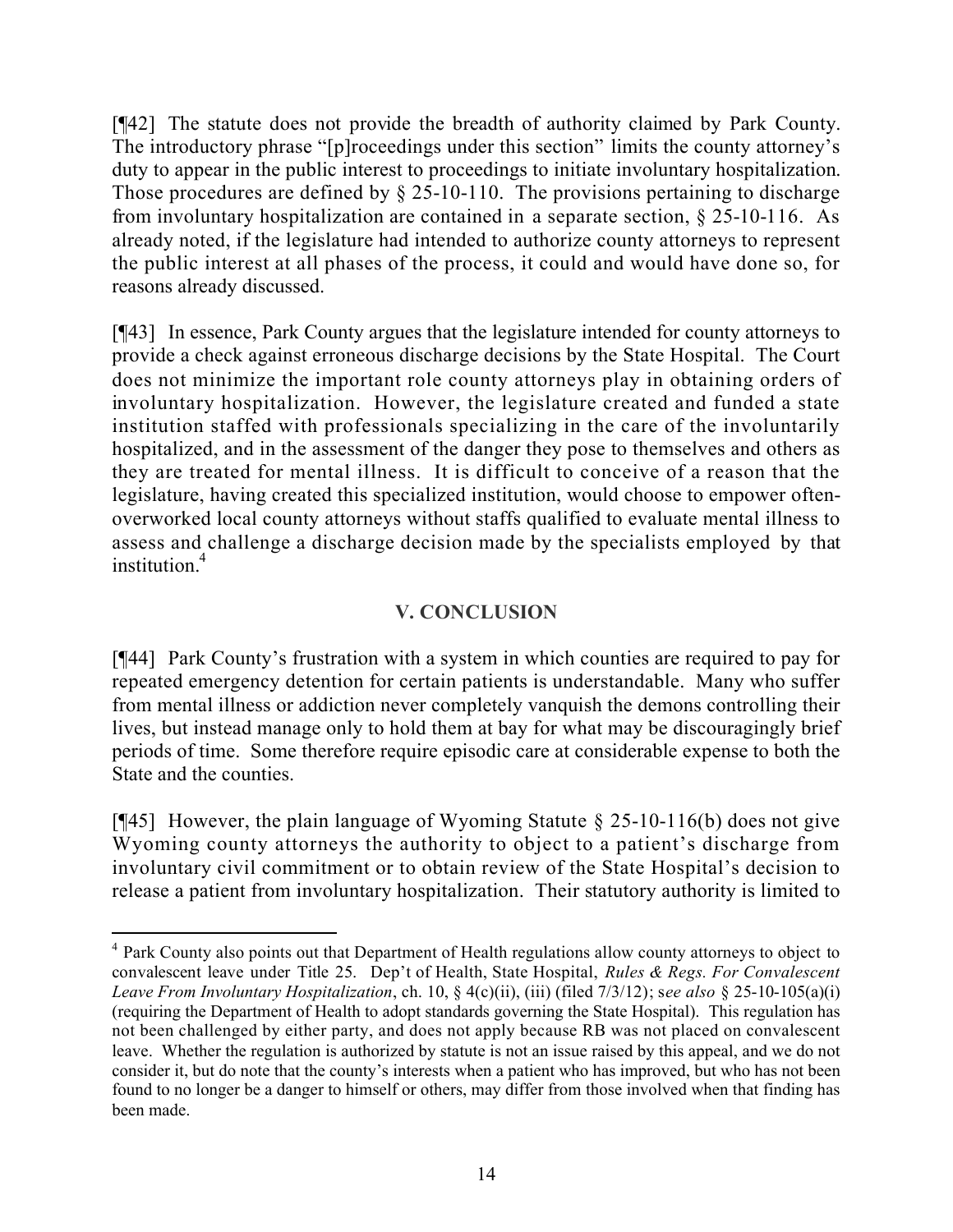[¶42] The statute does not provide the breadth of authority claimed by Park County. The introductory phrase "[p]roceedings under this section" limits the county attorney's duty to appear in the public interest to proceedings to initiate involuntary hospitalization. Those procedures are defined by § 25-10-110. The provisions pertaining to discharge from involuntary hospitalization are contained in a separate section, § 25-10-116. As already noted, if the legislature had intended to authorize county attorneys to represent the public interest at all phases of the process, it could and would have done so, for reasons already discussed.

[¶43] In essence, Park County argues that the legislature intended for county attorneys to provide a check against erroneous discharge decisions by the State Hospital. The Court does not minimize the important role county attorneys play in obtaining orders of involuntary hospitalization. However, the legislature created and funded a state institution staffed with professionals specializing in the care of the involuntarily hospitalized, and in the assessment of the danger they pose to themselves and others as they are treated for mental illness. It is difficult to conceive of a reason that the legislature, having created this specialized institution, would choose to empower often-overworked local county attorneys without staffs qualified to evaluate mental illness to assess and challenge a discharge decision made by the specialists employed by that institution.[4]

## V. CONCLUSION

[¶44] Park County's frustration with a system in which counties are required to pay for repeated emergency detention for certain patients is understandable. Many who suffer from mental illness or addiction never completely vanquish the demons controlling their lives, but instead manage only to hold them at bay for what may be discouragingly brief periods of time. Some therefore require episodic care at considerable expense to both the State and the counties.

[¶45] However, the plain language of Wyoming Statute § 25-10-116(b) does not give Wyoming county attorneys the authority to object to a patient's discharge from involuntary civil commitment or to obtain review of the State Hospital's decision to release a patient from involuntary hospitalization. Their statutory authority is limited to

---

[4] Park County also points out that Department of Health regulations allow county attorneys to object to convalescent leave under Title 25. Dep't of Health, State Hospital, *Rules & Regs. For Convalescent Leave From Involuntary Hospitalization*, ch. 10, § 4(c)(ii), (iii) (filed 7/3/12); s*ee also* § 25-10-105(a)(i) (requiring the Department of Health to adopt standards governing the State Hospital). This regulation has not been challenged by either party, and does not apply because RB was not placed on convalescent leave. Whether the regulation is authorized by statute is not an issue raised by this appeal, and we do not consider it, but do note that the county's interests when a patient who has improved, but who has not been found to no longer be a danger to himself or others, may differ from those involved when that finding has been made.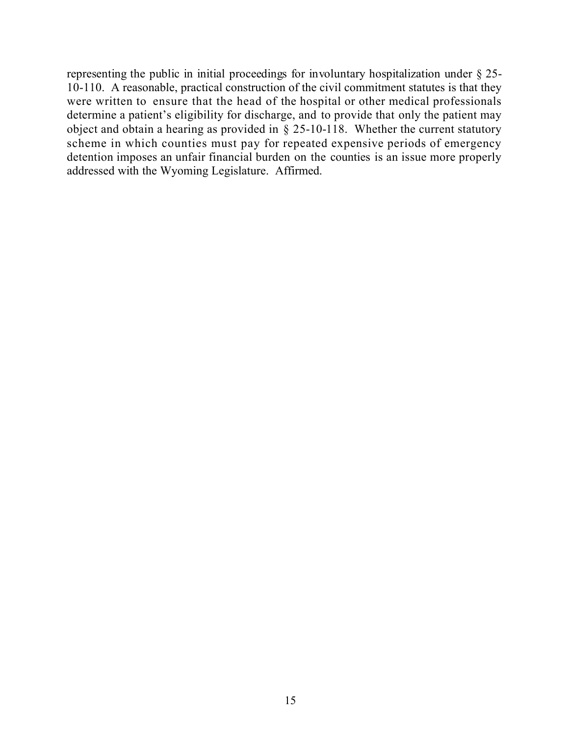representing the public in initial proceedings for involuntary hospitalization under § 25-10-110. A reasonable, practical construction of the civil commitment statutes is that they were written to ensure that the head of the hospital or other medical professionals determine a patient's eligibility for discharge, and to provide that only the patient may object and obtain a hearing as provided in § 25-10-118. Whether the current statutory scheme in which counties must pay for repeated expensive periods of emergency detention imposes an unfair financial burden on the counties is an issue more properly addressed with the Wyoming Legislature. Affirmed.